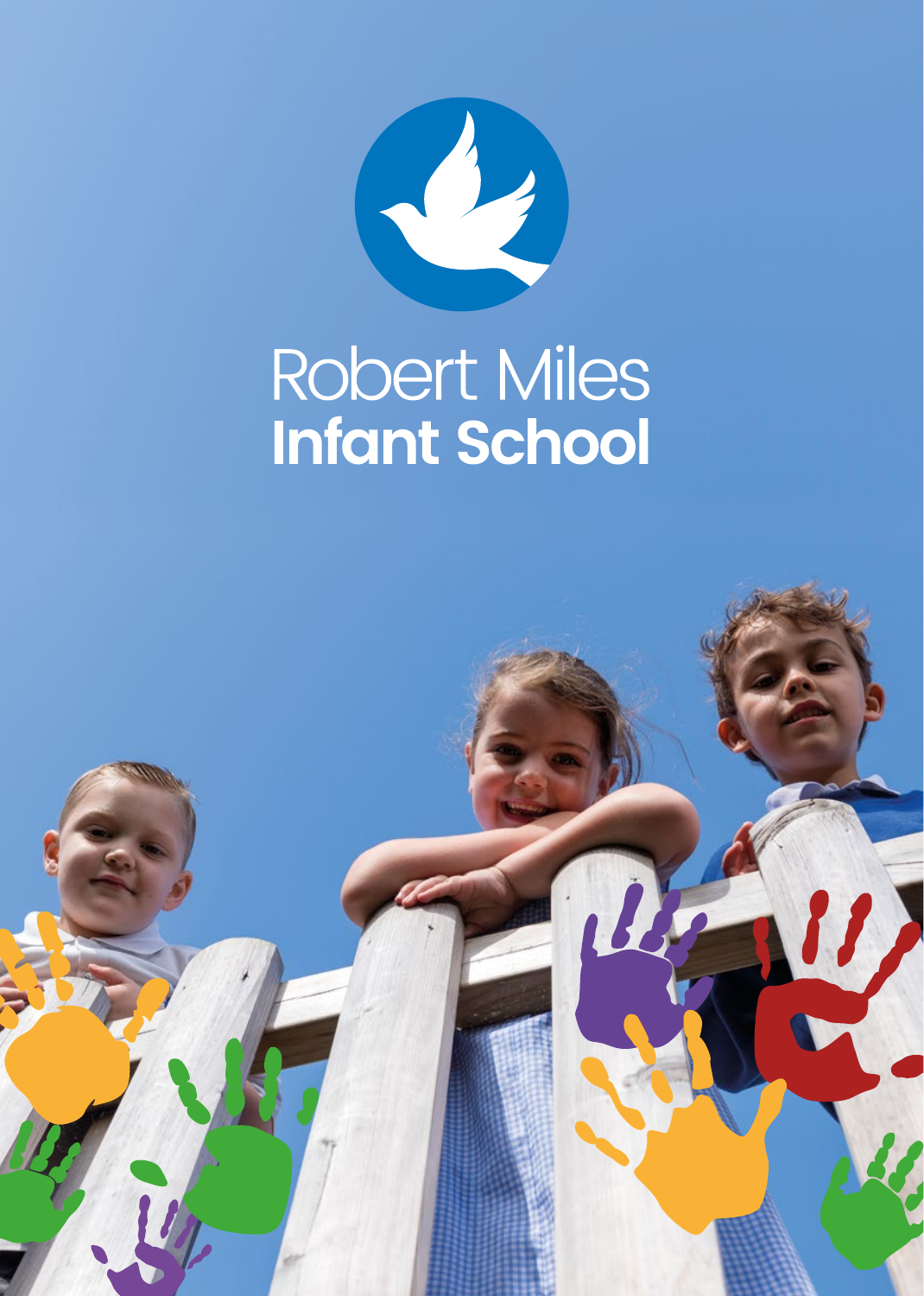# Robert Miles
# **Infant School**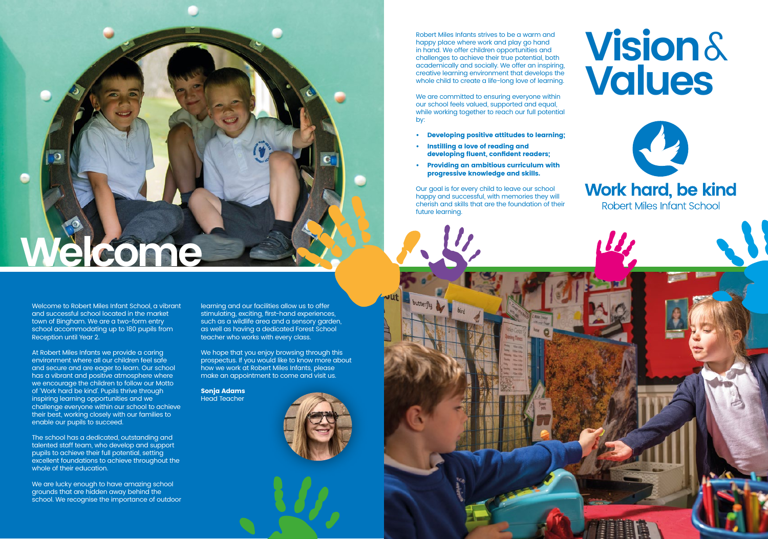# Welcome

Welcome to Robert Miles Infant School, a vibrant and successful school located in the market town of Bingham. We are a two-form entry school accommodating up to 180 pupils from Reception until Year 2.

At Robert Miles Infants we provide a caring environment where all our children feel safe and secure and are eager to learn. Our school has a vibrant and positive atmosphere where we encourage the children to follow our Motto of 'Work hard be kind'. Pupils thrive through inspiring learning opportunities and we challenge everyone within our school to achieve their best, working closely with our families to enable our pupils to succeed.

The school has a dedicated, outstanding and talented staff team, who develop and support pupils to achieve their full potential, setting excellent foundations to achieve throughout the whole of their education.

We are lucky enough to have amazing school grounds that are hidden away behind the school. We recognise the importance of outdoor learning and our facilities allow us to offer stimulating, exciting, first-hand experiences, such as a wildlife area and a sensory garden, as well as having a dedicated Forest School teacher who works with every class.

We hope that you enjoy browsing through this prospectus. If you would like to know more about how we work at Robert Miles Infants, please make an appointment to come and visit us.

**Sonja Adams**
Head Teacher

# Vision & Values

Robert Miles Infants strives to be a warm and happy place where work and play go hand in hand. We offer children opportunities and challenges to achieve their true potential, both academically and socially. We offer an inspiring, creative learning environment that develops the whole child to create a life-long love of learning.

We are committed to ensuring everyone within our school feels valued, supported and equal, while working together to reach our full potential by:

- **Developing positive attitudes to learning;**
- **Instilling a love of reading and developing fluent, confident readers;**
- **Providing an ambitious curriculum with progressive knowledge and skills.**

Our goal is for every child to leave our school happy and successful, with memories they will cherish and skills that are the foundation of their future learning.

**Work hard, be kind**
Robert Miles Infant School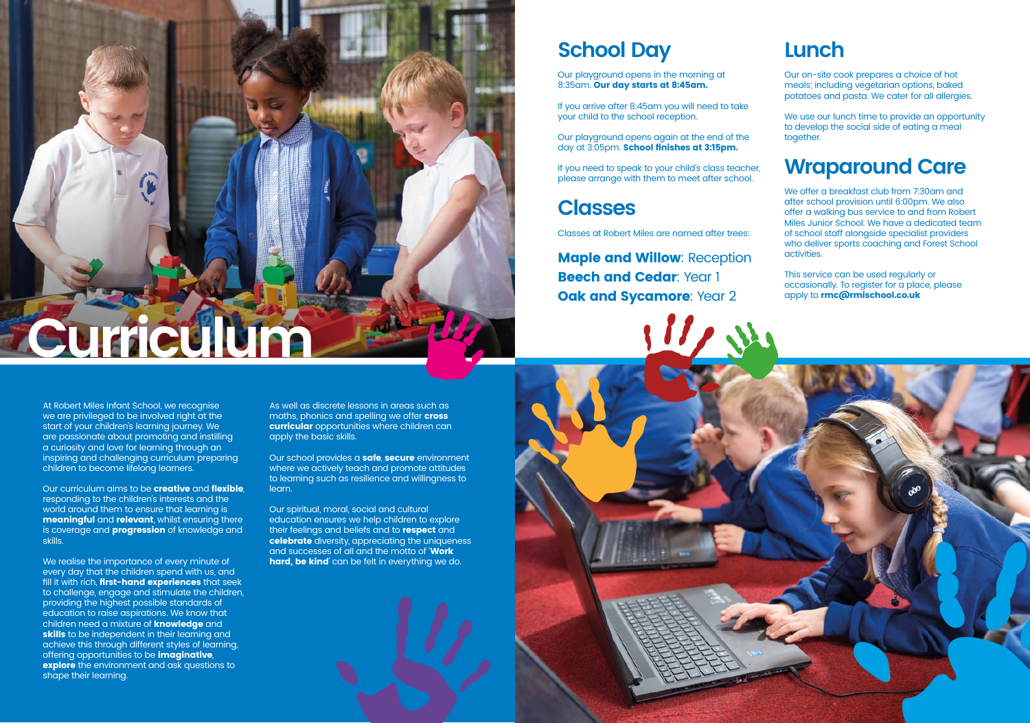# Curriculum

At Robert Miles Infant School, we recognise we are privileged to be involved right at the start of your children's learning journey. We are passionate about promoting and instilling a curiosity and love for learning through an inspiring and challenging curriculum preparing children to become lifelong learners.

Our curriculum aims to be **creative** and **flexible**, responding to the children's interests and the world around them to ensure that learning is **meaningful** and **relevant**, whilst ensuring there is coverage and **progression** of knowledge and skills.

We realise the importance of every minute of every day that the children spend with us, and fill it with rich, **first-hand experiences** that seek to challenge, engage and stimulate the children, providing the highest possible standards of education to raise aspirations. We know that children need a mixture of **knowledge** and **skills** to be independent in their learning and achieve this through different styles of learning, offering opportunities to be **imaginative**, **explore** the environment and ask questions to shape their learning.

As well as discrete lessons in areas such as maths, phonics and spelling we offer **cross curricular** opportunities where children can apply the basic skills.

Our school provides a **safe**, **secure** environment where we actively teach and promote attitudes to learning such as resilience and willingness to learn.

Our spiritual, moral, social and cultural education ensures we help children to explore their feelings and beliefs and to **respect** and **celebrate** diversity, appreciating the uniqueness and successes of all and the motto of '**Work hard, be kind**' can be felt in everything we do.

## School Day

Our playground opens in the morning at 8:35am. **Our day starts at 8:45am.**

If you arrive after 8:45am you will need to take your child to the school reception.

Our playground opens again at the end of the day at 3:05pm. **School finishes at 3:15pm.**

If you need to speak to your child's class teacher, please arrange with them to meet after school.

## Classes

Classes at Robert Miles are named after trees:

**Maple and Willow**: Reception
**Beech and Cedar**: Year 1
**Oak and Sycamore**: Year 2

## Lunch

Our on-site cook prepares a choice of hot meals; including vegetarian options, baked potatoes and pasta. We cater for all allergies.

We use our lunch time to provide an opportunity to develop the social side of eating a meal together.

## Wraparound Care

We offer a breakfast club from 7:30am and after school provision until 6:00pm. We also offer a walking bus service to and from Robert Miles Junior School. We have a dedicated team of school staff alongside specialist providers who deliver sports coaching and Forest School activities.

This service can be used regularly or occasionally. To register for a place, please apply to **rmc@rmischool.co.uk**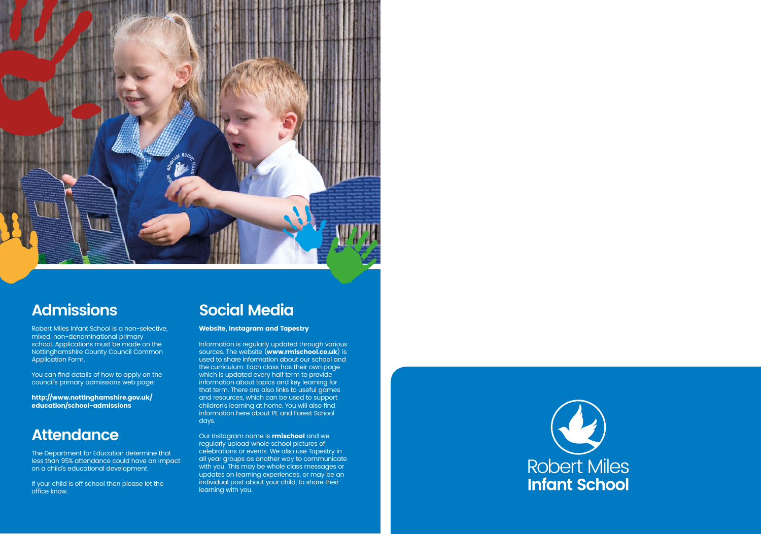## Admissions

Robert Miles Infant School is a non-selective, mixed, non-denominational primary school. Applications must be made on the Nottinghamshire County Council Common Application Form.

You can find details of how to apply on the council's primary admissions web page:

**http://www.nottinghamshire.gov.uk/education/school-admissions**

## Attendance

The Department for Education determine that less than 95% attendance could have an impact on a child's educational development.

If your child is off school then please let the office know.

## Social Media

**Website, Instagram and Tapestry**

Information is regularly updated through various sources. The website (**www.rmischool.co.uk**) is used to share information about our school and the curriculum. Each class has their own page which is updated every half term to provide information about topics and key learning for that term. There are also links to useful games and resources, which can be used to support children's learning at home. You will also find information here about PE and Forest School days.

Our Instagram name is **rmischool** and we regularly upload whole school pictures of celebrations or events. We also use Tapestry in all year groups as another way to communicate with you. This may be whole class messages or updates on learning experiences, or may be an individual post about your child, to share their learning with you.

Robert Miles
**Infant School**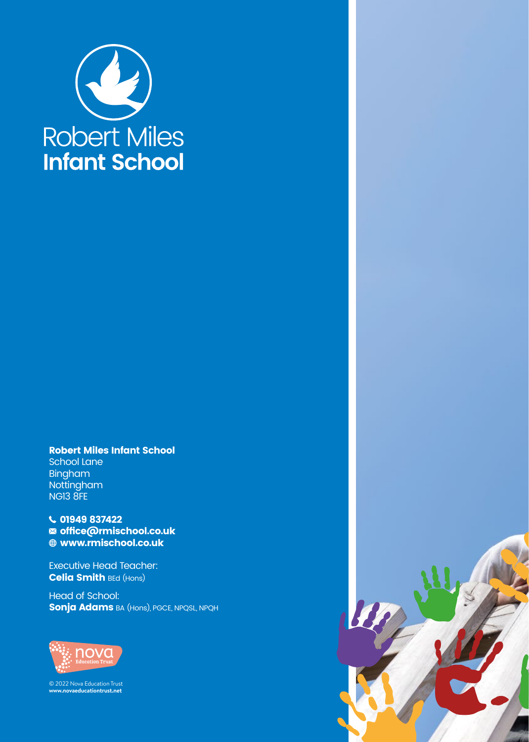Robert Miles
**Infant School**

**Robert Miles Infant School**
School Lane
Bingham
Nottingham
NG13 8FE

**01949 837422**
**office@rmischool.co.uk**
**www.rmischool.co.uk**

Executive Head Teacher:
**Celia Smith** BEd (Hons)

Head of School:
**Sonja Adams** BA (Hons), PGCE, NPQSL, NPQH

nova
Education Trust

© 2022 Nova Education Trust
**www.novaeducationtrust.net**